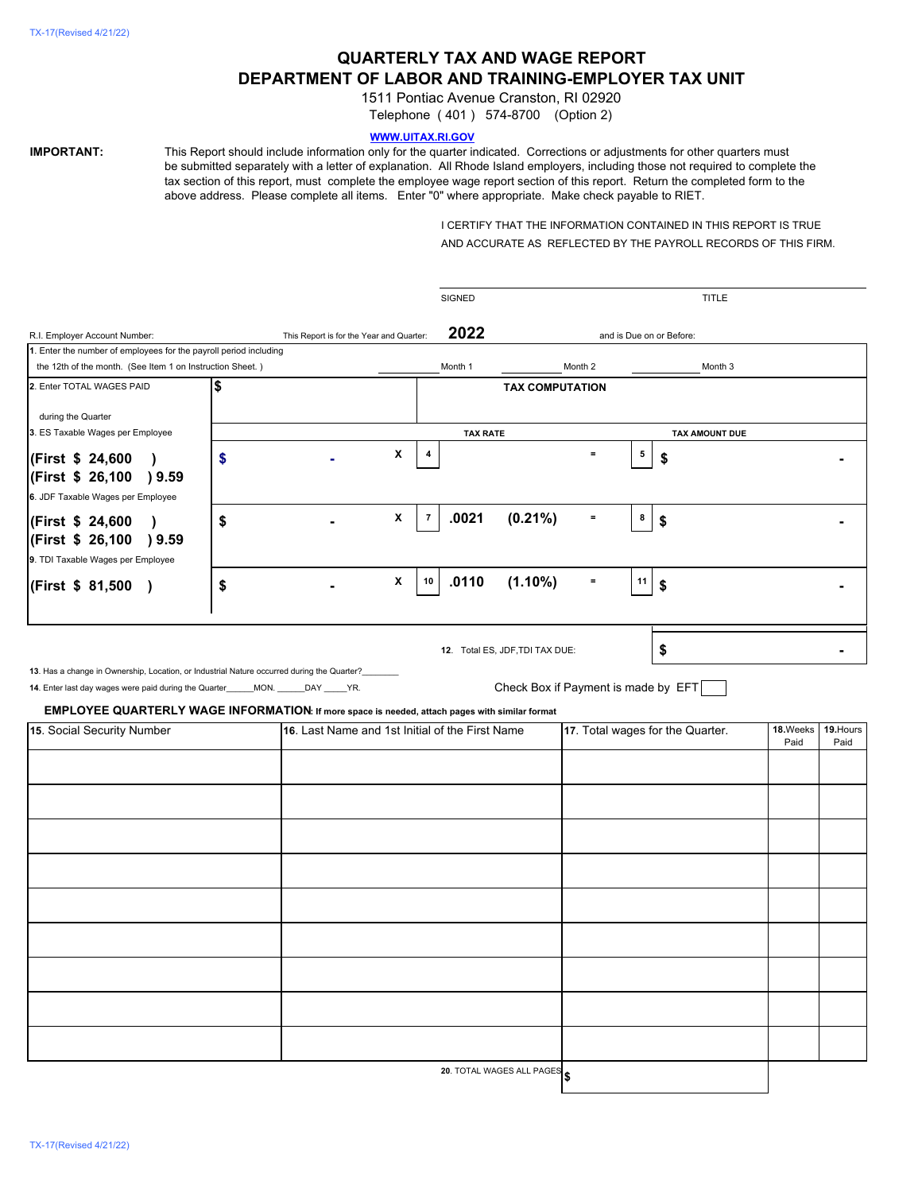# QUARTERLY TAX AND WAGE REPORT

## DEPARTMENT OF LABOR AND TRAINING-EMPLOYER TAX UNIT

1511 Pontiac Avenue Cranston, RI 02920

Telephone ( 401 ) 574-8700 (Option 2)

WWW.UITAX.RI.GOV

**IMPORTANT:** This Report should include information only for the quarter indicated. Corrections or adjustments for other quarters must be submitted separately with a letter of explanation. All Rhode Island employers, including those not required to complete the tax section of this report, must complete the employee wage report section of this report. Return the completed form to the above address. Please complete all items. Enter "0" where appropriate. Make check payable to RIET.

I CERTIFY THAT THE INFORMATION CONTAINED IN THIS REPORT IS TRUE AND ACCURATE AS REFLECTED BY THE PAYROLL RECORDS OF THIS FIRM.

SIGNED ____________________ TITLE ____________________

R.I. Employer Account Number: ____________ This Report is for the Year and Quarter: **2022** and is Due on or Before: ____________

1. Enter the number of employees for the payroll period including the 12th of the month. (See Item 1 on Instruction Sheet. ) ________ Month 1 ________ Month 2 ________ Month 3

| 2. Enter TOTAL WAGES PAID during the Quarter | $ | | **TAX COMPUTATION** | | |
|---|---|---|---|---|---|
| 3. ES Taxable Wages per Employee | | | **TAX RATE** | | **TAX AMOUNT DUE** |
| **(First $ 24,600 )**<br>**(First $ 26,100 ) 9.59** | $ - | X | 4 | = | 5 $ - |
| 6. JDF Taxable Wages per Employee<br>**(First $ 24,600 )**<br>**(First $ 26,100 ) 9.59** | $ - | X | 7 **.0021 (0.21%)** | = | 8 $ - |
| 9. TDI Taxable Wages per Employee<br>**(First $ 81,500 )** | $ - | X | 10 **.0110 (1.10%)** | = | 11 $ - |

12. Total ES, JDF,TDI TAX DUE: $ -

13. Has a change in Ownership, Location, or Industrial Nature occurred during the Quarter?________

14. Enter last day wages were paid during the Quarter______MON. ______DAY _____YR.

Check Box if Payment is made by EFT ☐

**EMPLOYEE QUARTERLY WAGE INFORMATION: If more space is needed, attach pages with similar format**

| 15. Social Security Number | 16. Last Name and 1st Initial of the First Name | 17. Total wages for the Quarter. | 18. Weeks Paid | 19. Hours Paid |
|---|---|---|---|---|
| | | | | |
| | | | | |
| | | | | |
| | | | | |
| | | | | |
| | | | | |
| | | | | |
| | | | | |
| | | | | |

20. TOTAL WAGES ALL PAGES $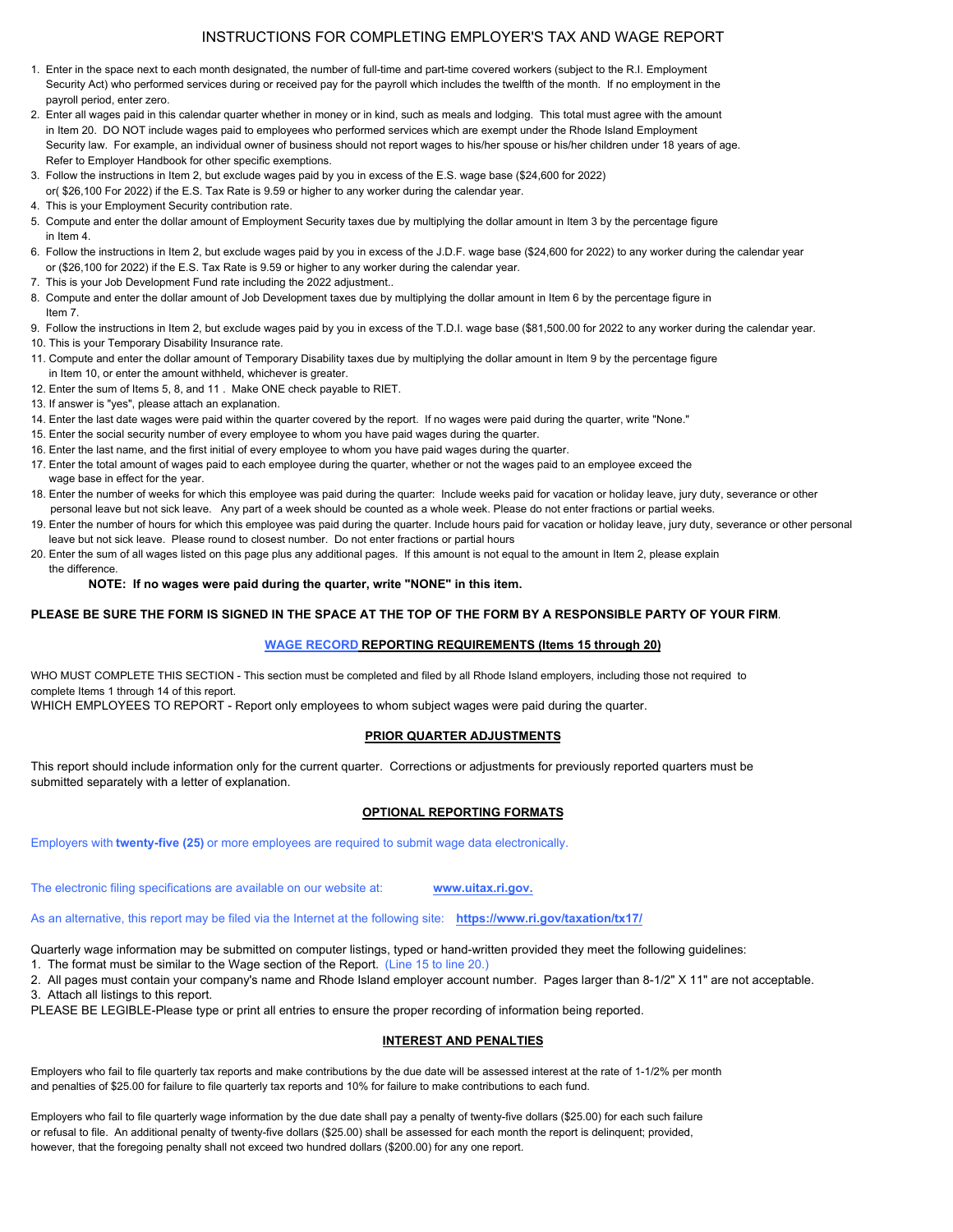# INSTRUCTIONS FOR COMPLETING EMPLOYER'S TAX AND WAGE REPORT

1. Enter in the space next to each month designated, the number of full-time and part-time covered workers (subject to the R.I. Employment Security Act) who performed services during or received pay for the payroll which includes the twelfth of the month. If no employment in the payroll period, enter zero.
2. Enter all wages paid in this calendar quarter whether in money or in kind, such as meals and lodging. This total must agree with the amount in Item 20. DO NOT include wages paid to employees who performed services which are exempt under the Rhode Island Employment Security law. For example, an individual owner of business should not report wages to his/her spouse or his/her children under 18 years of age. Refer to Employer Handbook for other specific exemptions.
3. Follow the instructions in Item 2, but exclude wages paid by you in excess of the E.S. wage base ($24,600 for 2022) or( $26,100 For 2022) if the E.S. Tax Rate is 9.59 or higher to any worker during the calendar year.
4. This is your Employment Security contribution rate.
5. Compute and enter the dollar amount of Employment Security taxes due by multiplying the dollar amount in Item 3 by the percentage figure in Item 4.
6. Follow the instructions in Item 2, but exclude wages paid by you in excess of the J.D.F. wage base ($24,600 for 2022) to any worker during the calendar year or ($26,100 for 2022) if the E.S. Tax Rate is 9.59 or higher to any worker during the calendar year.
7. This is your Job Development Fund rate including the 2022 adjustment..
8. Compute and enter the dollar amount of Job Development taxes due by multiplying the dollar amount in Item 6 by the percentage figure in Item 7.
9. Follow the instructions in Item 2, but exclude wages paid by you in excess of the T.D.I. wage base ($81,500.00 for 2022 to any worker during the calendar year.
10. This is your Temporary Disability Insurance rate.
11. Compute and enter the dollar amount of Temporary Disability taxes due by multiplying the dollar amount in Item 9 by the percentage figure in Item 10, or enter the amount withheld, whichever is greater.
12. Enter the sum of Items 5, 8, and 11 . Make ONE check payable to RIET.
13. If answer is "yes", please attach an explanation.
14. Enter the last date wages were paid within the quarter covered by the report. If no wages were paid during the quarter, write "None."
15. Enter the social security number of every employee to whom you have paid wages during the quarter.
16. Enter the last name, and the first initial of every employee to whom you have paid wages during the quarter.
17. Enter the total amount of wages paid to each employee during the quarter, whether or not the wages paid to an employee exceed the wage base in effect for the year.
18. Enter the number of weeks for which this employee was paid during the quarter: Include weeks paid for vacation or holiday leave, jury duty, severance or other personal leave but not sick leave. Any part of a week should be counted as a whole week. Please do not enter fractions or partial weeks.
19. Enter the number of hours for which this employee was paid during the quarter. Include hours paid for vacation or holiday leave, jury duty, severance or other personal leave but not sick leave. Please round to closest number. Do not enter fractions or partial hours
20. Enter the sum of all wages listed on this page plus any additional pages. If this amount is not equal to the amount in Item 2, please explain the difference.

**NOTE: If no wages were paid during the quarter, write "NONE" in this item.**

**PLEASE BE SURE THE FORM IS SIGNED IN THE SPACE AT THE TOP OF THE FORM BY A RESPONSIBLE PARTY OF YOUR FIRM.**

## WAGE RECORD REPORTING REQUIREMENTS (Items 15 through 20)

WHO MUST COMPLETE THIS SECTION - This section must be completed and filed by all Rhode Island employers, including those not required to complete Items 1 through 14 of this report.

WHICH EMPLOYEES TO REPORT - Report only employees to whom subject wages were paid during the quarter.

## PRIOR QUARTER ADJUSTMENTS

This report should include information only for the current quarter. Corrections or adjustments for previously reported quarters must be submitted separately with a letter of explanation.

## OPTIONAL REPORTING FORMATS

Employers with **twenty-five (25)** or more employees are required to submit wage data electronically.

The electronic filing specifications are available on our website at: **www.uitax.ri.gov.**

As an alternative, this report may be filed via the Internet at the following site: **https://www.ri.gov/taxation/tx17/**

Quarterly wage information may be submitted on computer listings, typed or hand-written provided they meet the following guidelines:

1. The format must be similar to the Wage section of the Report. (Line 15 to line 20.)
2. All pages must contain your company's name and Rhode Island employer account number. Pages larger than 8-1/2" X 11" are not acceptable.
3. Attach all listings to this report.

PLEASE BE LEGIBLE-Please type or print all entries to ensure the proper recording of information being reported.

## INTEREST AND PENALTIES

Employers who fail to file quarterly tax reports and make contributions by the due date will be assessed interest at the rate of 1-1/2% per month and penalties of $25.00 for failure to file quarterly tax reports and 10% for failure to make contributions to each fund.

Employers who fail to file quarterly wage information by the due date shall pay a penalty of twenty-five dollars ($25.00) for each such failure or refusal to file. An additional penalty of twenty-five dollars ($25.00) shall be assessed for each month the report is delinquent; provided, however, that the foregoing penalty shall not exceed two hundred dollars ($200.00) for any one report.